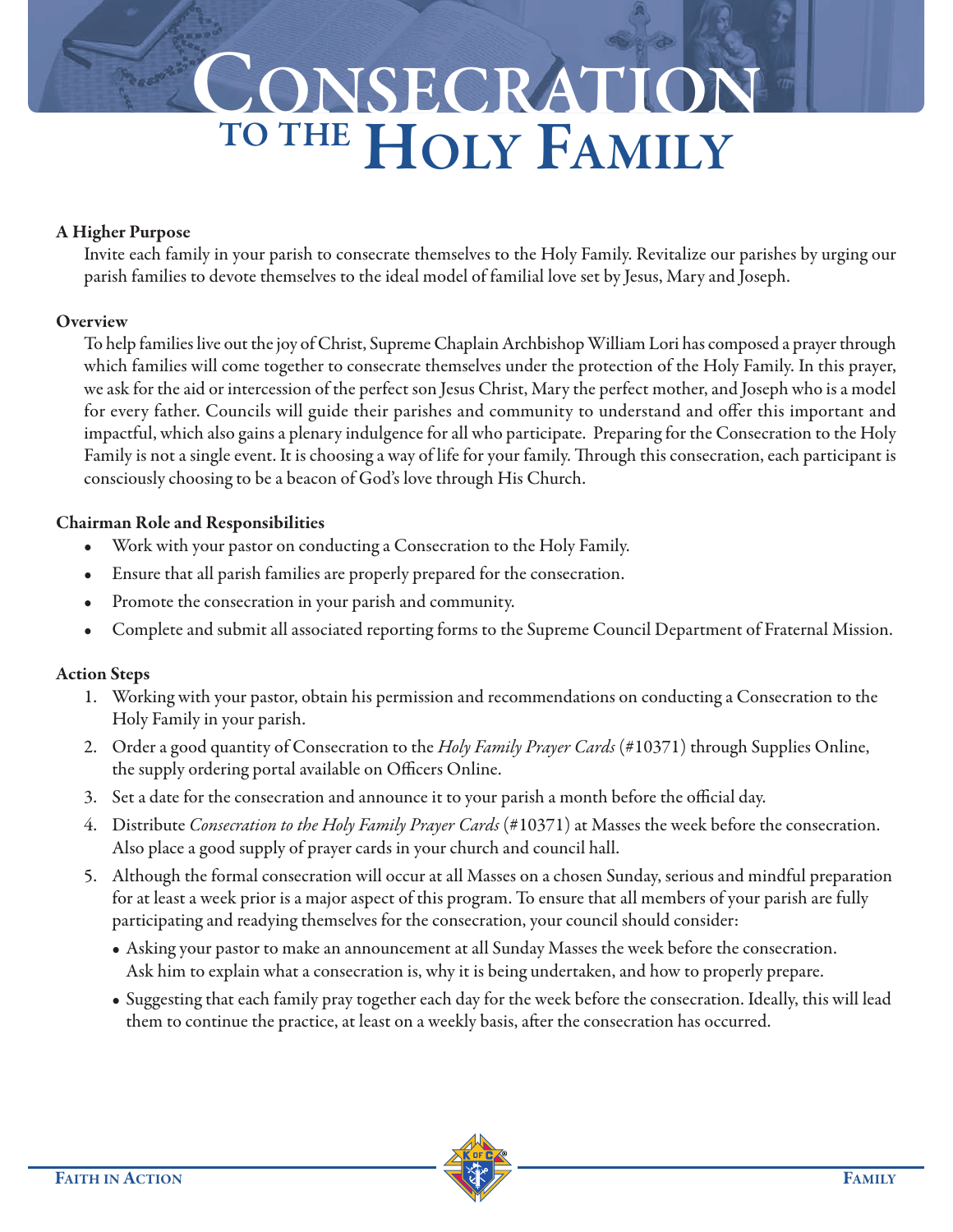# Consecration to the Holy Family

**A Higher Purpose**

Invite each family in your parish to consecrate themselves to the Holy Family. Revitalize our parishes by urging our parish families to devote themselves to the ideal model of familial love set by Jesus, Mary and Joseph.

**Overview**

To help families live out the joy of Christ, Supreme Chaplain Archbishop William Lori has composed a prayer through which families will come together to consecrate themselves under the protection of the Holy Family. In this prayer, we ask for the aid or intercession of the perfect son Jesus Christ, Mary the perfect mother, and Joseph who is a model for every father. Councils will guide their parishes and community to understand and offer this important and impactful, which also gains a plenary indulgence for all who participate. Preparing for the Consecration to the Holy Family is not a single event. It is choosing a way of life for your family. Through this consecration, each participant is consciously choosing to be a beacon of God's love through His Church.

**Chairman Role and Responsibilities**

- Work with your pastor on conducting a Consecration to the Holy Family.
- Ensure that all parish families are properly prepared for the consecration.
- Promote the consecration in your parish and community.
- Complete and submit all associated reporting forms to the Supreme Council Department of Fraternal Mission.

**Action Steps**

1. Working with your pastor, obtain his permission and recommendations on conducting a Consecration to the Holy Family in your parish.
2. Order a good quantity of Consecration to the *Holy Family Prayer Cards* (#10371) through Supplies Online, the supply ordering portal available on Officers Online.
3. Set a date for the consecration and announce it to your parish a month before the official day.
4. Distribute *Consecration to the Holy Family Prayer Cards* (#10371) at Masses the week before the consecration. Also place a good supply of prayer cards in your church and council hall.
5. Although the formal consecration will occur at all Masses on a chosen Sunday, serious and mindful preparation for at least a week prior is a major aspect of this program. To ensure that all members of your parish are fully participating and readying themselves for the consecration, your council should consider:
   - Asking your pastor to make an announcement at all Sunday Masses the week before the consecration. Ask him to explain what a consecration is, why it is being undertaken, and how to properly prepare.
   - Suggesting that each family pray together each day for the week before the consecration. Ideally, this will lead them to continue the practice, at least on a weekly basis, after the consecration has occurred.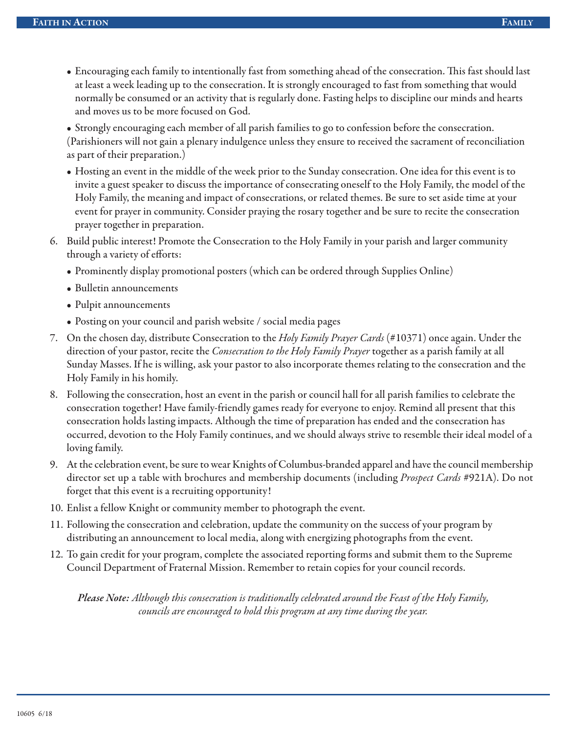- Encouraging each family to intentionally fast from something ahead of the consecration. This fast should last at least a week leading up to the consecration. It is strongly encouraged to fast from something that would normally be consumed or an activity that is regularly done. Fasting helps to discipline our minds and hearts and moves us to be more focused on God.
- Strongly encouraging each member of all parish families to go to confession before the consecration. (Parishioners will not gain a plenary indulgence unless they ensure to received the sacrament of reconciliation as part of their preparation.)
- Hosting an event in the middle of the week prior to the Sunday consecration. One idea for this event is to invite a guest speaker to discuss the importance of consecrating oneself to the Holy Family, the model of the Holy Family, the meaning and impact of consecrations, or related themes. Be sure to set aside time at your event for prayer in community. Consider praying the rosary together and be sure to recite the consecration prayer together in preparation.

6. Build public interest! Promote the Consecration to the Holy Family in your parish and larger community through a variety of efforts:
   - Prominently display promotional posters (which can be ordered through Supplies Online)
   - Bulletin announcements
   - Pulpit announcements
   - Posting on your council and parish website / social media pages
7. On the chosen day, distribute Consecration to the *Holy Family Prayer Cards* (#10371) once again. Under the direction of your pastor, recite the *Consecration to the Holy Family Prayer* together as a parish family at all Sunday Masses. If he is willing, ask your pastor to also incorporate themes relating to the consecration and the Holy Family in his homily.
8. Following the consecration, host an event in the parish or council hall for all parish families to celebrate the consecration together! Have family-friendly games ready for everyone to enjoy. Remind all present that this consecration holds lasting impacts. Although the time of preparation has ended and the consecration has occurred, devotion to the Holy Family continues, and we should always strive to resemble their ideal model of a loving family.
9. At the celebration event, be sure to wear Knights of Columbus-branded apparel and have the council membership director set up a table with brochures and membership documents (including *Prospect Cards* #921A). Do not forget that this event is a recruiting opportunity!
10. Enlist a fellow Knight or community member to photograph the event.
11. Following the consecration and celebration, update the community on the success of your program by distributing an announcement to local media, along with energizing photographs from the event.
12. To gain credit for your program, complete the associated reporting forms and submit them to the Supreme Council Department of Fraternal Mission. Remember to retain copies for your council records.

***Please Note:*** *Although this consecration is traditionally celebrated around the Feast of the Holy Family, councils are encouraged to hold this program at any time during the year.*

10605 6/18